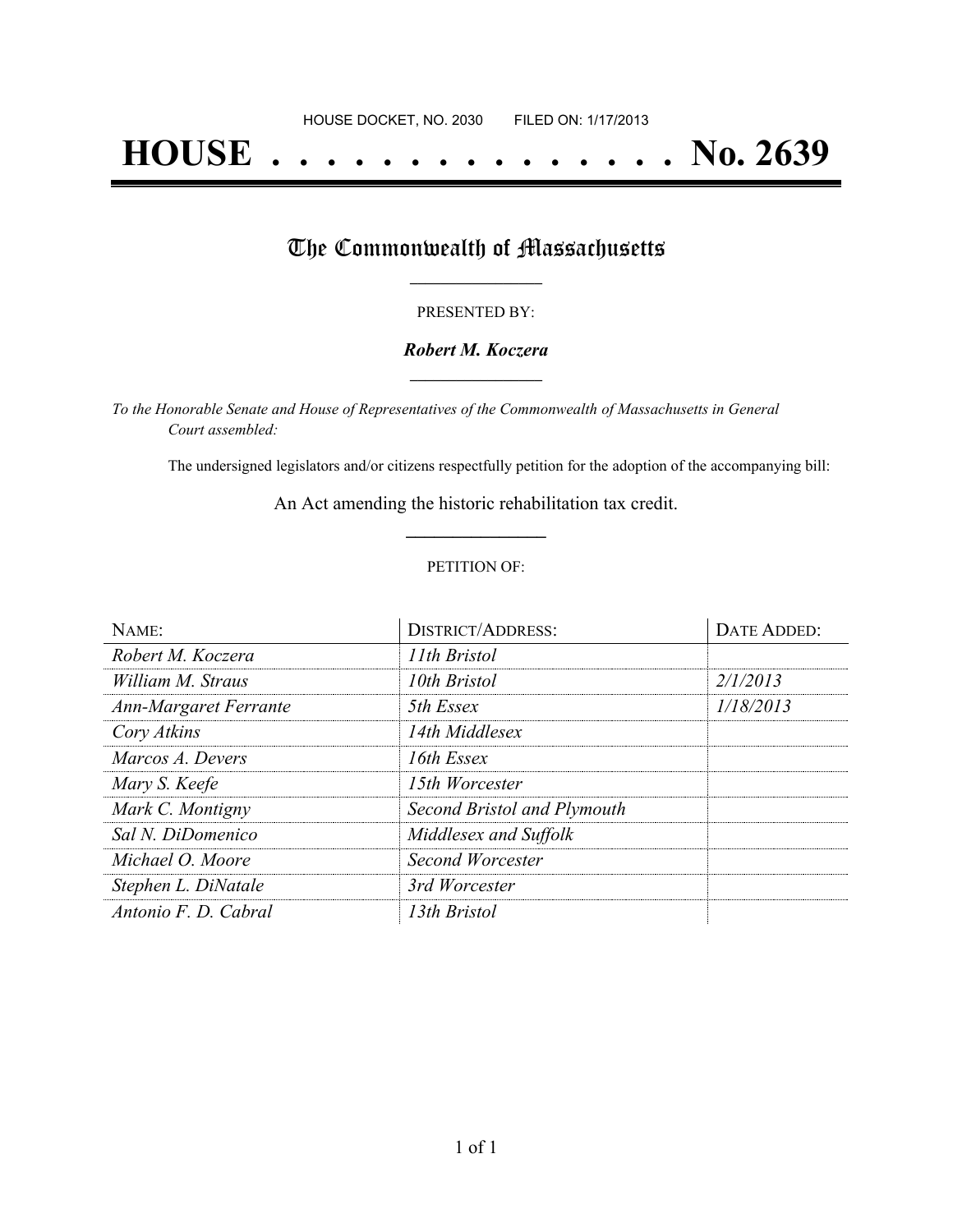HOUSE DOCKET, NO. 2030        FILED ON: 1/17/2013

# HOUSE . . . . . . . . . . . . . . . No. 2639

## The Commonwealth of Massachusetts

PRESENTED BY:

***Robert M. Koczera***

*To the Honorable Senate and House of Representatives of the Commonwealth of Massachusetts in General Court assembled:*

The undersigned legislators and/or citizens respectfully petition for the adoption of the accompanying bill:

An Act amending the historic rehabilitation tax credit.

PETITION OF:

| NAME: | DISTRICT/ADDRESS: | DATE ADDED: |
|---|---|---|
| *Robert M. Koczera* | *11th Bristol* | |
| *William M. Straus* | *10th Bristol* | *2/1/2013* |
| *Ann-Margaret Ferrante* | *5th Essex* | *1/18/2013* |
| *Cory Atkins* | *14th Middlesex* | |
| *Marcos A. Devers* | *16th Essex* | |
| *Mary S. Keefe* | *15th Worcester* | |
| *Mark C. Montigny* | *Second Bristol and Plymouth* | |
| *Sal N. DiDomenico* | *Middlesex and Suffolk* | |
| *Michael O. Moore* | *Second Worcester* | |
| *Stephen L. DiNatale* | *3rd Worcester* | |
| *Antonio F. D. Cabral* | *13th Bristol* | |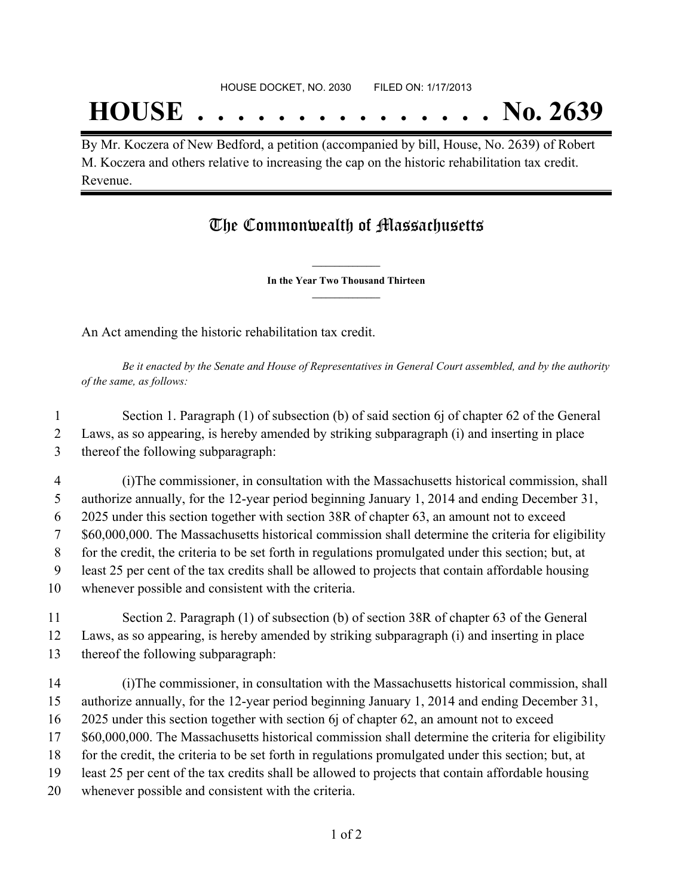HOUSE DOCKET, NO. 2030 FILED ON: 1/17/2013

# HOUSE . . . . . . . . . . . . . . . No. 2639

By Mr. Koczera of New Bedford, a petition (accompanied by bill, House, No. 2639) of Robert M. Koczera and others relative to increasing the cap on the historic rehabilitation tax credit. Revenue.

## The Commonwealth of Massachusetts

**In the Year Two Thousand Thirteen**

An Act amending the historic rehabilitation tax credit.

*Be it enacted by the Senate and House of Representatives in General Court assembled, and by the authority of the same, as follows:*

1 Section 1. Paragraph (1) of subsection (b) of said section 6j of chapter 62 of the General
2 Laws, as so appearing, is hereby amended by striking subparagraph (i) and inserting in place
3 thereof the following subparagraph:

4 (i)The commissioner, in consultation with the Massachusetts historical commission, shall
5 authorize annually, for the 12-year period beginning January 1, 2014 and ending December 31,
6 2025 under this section together with section 38R of chapter 63, an amount not to exceed
7 $60,000,000. The Massachusetts historical commission shall determine the criteria for eligibility
8 for the credit, the criteria to be set forth in regulations promulgated under this section; but, at
9 least 25 per cent of the tax credits shall be allowed to projects that contain affordable housing
10 whenever possible and consistent with the criteria.

11 Section 2. Paragraph (1) of subsection (b) of section 38R of chapter 63 of the General
12 Laws, as so appearing, is hereby amended by striking subparagraph (i) and inserting in place
13 thereof the following subparagraph:

14 (i)The commissioner, in consultation with the Massachusetts historical commission, shall
15 authorize annually, for the 12-year period beginning January 1, 2014 and ending December 31,
16 2025 under this section together with section 6j of chapter 62, an amount not to exceed
17 $60,000,000. The Massachusetts historical commission shall determine the criteria for eligibility
18 for the credit, the criteria to be set forth in regulations promulgated under this section; but, at
19 least 25 per cent of the tax credits shall be allowed to projects that contain affordable housing
20 whenever possible and consistent with the criteria.